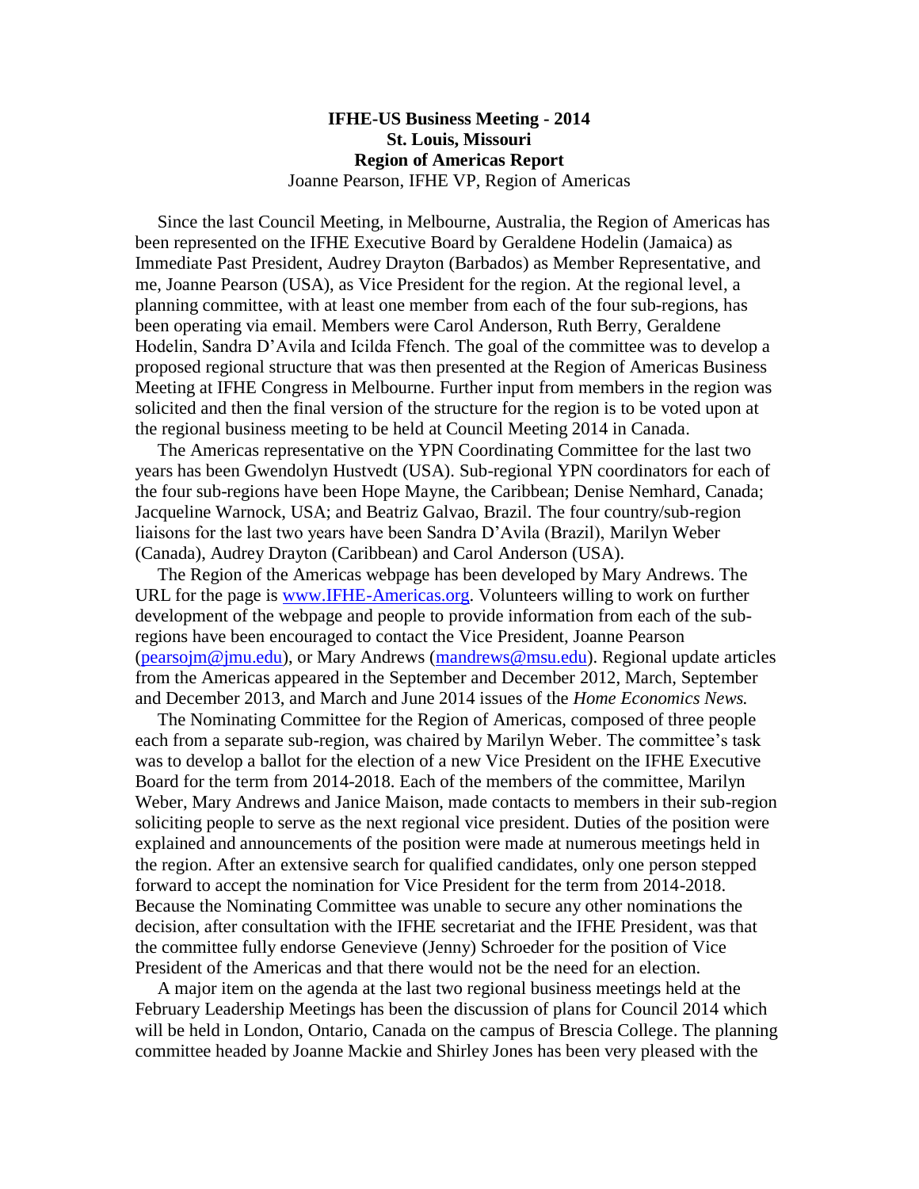# IFHE-US Business Meeting - 2014
## St. Louis, Missouri
## Region of Americas Report

Joanne Pearson, IFHE VP, Region of Americas

Since the last Council Meeting, in Melbourne, Australia, the Region of Americas has been represented on the IFHE Executive Board by Geraldene Hodelin (Jamaica) as Immediate Past President, Audrey Drayton (Barbados) as Member Representative, and me, Joanne Pearson (USA), as Vice President for the region. At the regional level, a planning committee, with at least one member from each of the four sub-regions, has been operating via email. Members were Carol Anderson, Ruth Berry, Geraldene Hodelin, Sandra D'Avila and Icilda Ffench. The goal of the committee was to develop a proposed regional structure that was then presented at the Region of Americas Business Meeting at IFHE Congress in Melbourne. Further input from members in the region was solicited and then the final version of the structure for the region is to be voted upon at the regional business meeting to be held at Council Meeting 2014 in Canada.

The Americas representative on the YPN Coordinating Committee for the last two years has been Gwendolyn Hustvedt (USA). Sub-regional YPN coordinators for each of the four sub-regions have been Hope Mayne, the Caribbean; Denise Nemhard, Canada; Jacqueline Warnock, USA; and Beatriz Galvao, Brazil. The four country/sub-region liaisons for the last two years have been Sandra D'Avila (Brazil), Marilyn Weber (Canada), Audrey Drayton (Caribbean) and Carol Anderson (USA).

The Region of the Americas webpage has been developed by Mary Andrews. The URL for the page is [www.IFHE-Americas.org](http://www.IFHE-Americas.org). Volunteers willing to work on further development of the webpage and people to provide information from each of the sub-regions have been encouraged to contact the Vice President, Joanne Pearson ([pearsojm@jmu.edu](mailto:pearsojm@jmu.edu)), or Mary Andrews ([mandrews@msu.edu](mailto:mandrews@msu.edu)). Regional update articles from the Americas appeared in the September and December 2012, March, September and December 2013, and March and June 2014 issues of the *Home Economics News.*

The Nominating Committee for the Region of Americas, composed of three people each from a separate sub-region, was chaired by Marilyn Weber. The committee's task was to develop a ballot for the election of a new Vice President on the IFHE Executive Board for the term from 2014-2018. Each of the members of the committee, Marilyn Weber, Mary Andrews and Janice Maison, made contacts to members in their sub-region soliciting people to serve as the next regional vice president. Duties of the position were explained and announcements of the position were made at numerous meetings held in the region. After an extensive search for qualified candidates, only one person stepped forward to accept the nomination for Vice President for the term from 2014-2018. Because the Nominating Committee was unable to secure any other nominations the decision, after consultation with the IFHE secretariat and the IFHE President, was that the committee fully endorse Genevieve (Jenny) Schroeder for the position of Vice President of the Americas and that there would not be the need for an election.

A major item on the agenda at the last two regional business meetings held at the February Leadership Meetings has been the discussion of plans for Council 2014 which will be held in London, Ontario, Canada on the campus of Brescia College. The planning committee headed by Joanne Mackie and Shirley Jones has been very pleased with the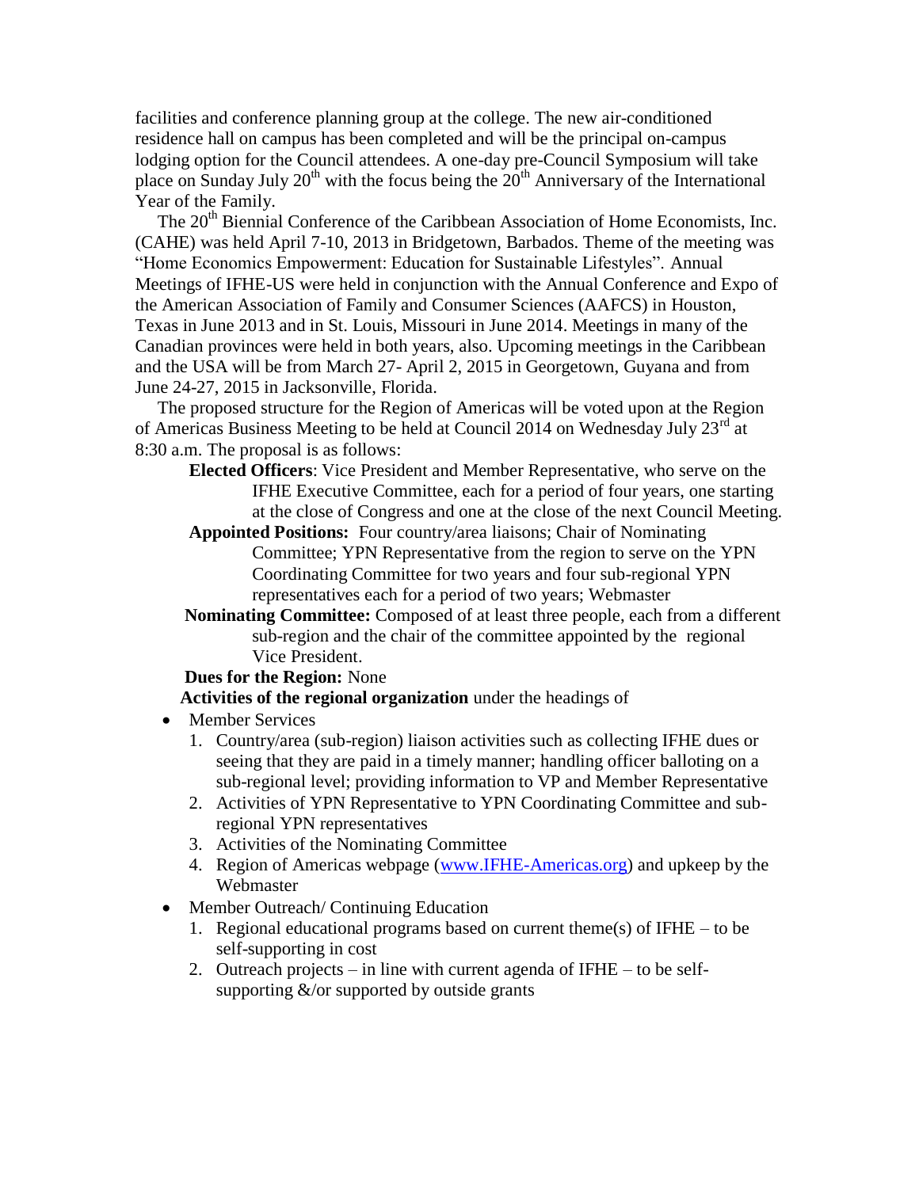facilities and conference planning group at the college. The new air-conditioned residence hall on campus has been completed and will be the principal on-campus lodging option for the Council attendees. A one-day pre-Council Symposium will take place on Sunday July 20th with the focus being the 20th Anniversary of the International Year of the Family.

The 20th Biennial Conference of the Caribbean Association of Home Economists, Inc. (CAHE) was held April 7-10, 2013 in Bridgetown, Barbados. Theme of the meeting was "Home Economics Empowerment: Education for Sustainable Lifestyles". Annual Meetings of IFHE-US were held in conjunction with the Annual Conference and Expo of the American Association of Family and Consumer Sciences (AAFCS) in Houston, Texas in June 2013 and in St. Louis, Missouri in June 2014. Meetings in many of the Canadian provinces were held in both years, also. Upcoming meetings in the Caribbean and the USA will be from March 27- April 2, 2015 in Georgetown, Guyana and from June 24-27, 2015 in Jacksonville, Florida.

The proposed structure for the Region of Americas will be voted upon at the Region of Americas Business Meeting to be held at Council 2014 on Wednesday July 23rd at 8:30 a.m. The proposal is as follows:

**Elected Officers**: Vice President and Member Representative, who serve on the IFHE Executive Committee, each for a period of four years, one starting at the close of Congress and one at the close of the next Council Meeting.

**Appointed Positions:** Four country/area liaisons; Chair of Nominating Committee; YPN Representative from the region to serve on the YPN Coordinating Committee for two years and four sub-regional YPN representatives each for a period of two years; Webmaster

**Nominating Committee:** Composed of at least three people, each from a different sub-region and the chair of the committee appointed by the regional Vice President.

**Dues for the Region:** None

**Activities of the regional organization** under the headings of

- Member Services
  1. Country/area (sub-region) liaison activities such as collecting IFHE dues or seeing that they are paid in a timely manner; handling officer balloting on a sub-regional level; providing information to VP and Member Representative
  2. Activities of YPN Representative to YPN Coordinating Committee and sub-regional YPN representatives
  3. Activities of the Nominating Committee
  4. Region of Americas webpage (www.IFHE-Americas.org) and upkeep by the Webmaster
- Member Outreach/ Continuing Education
  1. Regional educational programs based on current theme(s) of IFHE – to be self-supporting in cost
  2. Outreach projects – in line with current agenda of IFHE – to be self-supporting &/or supported by outside grants